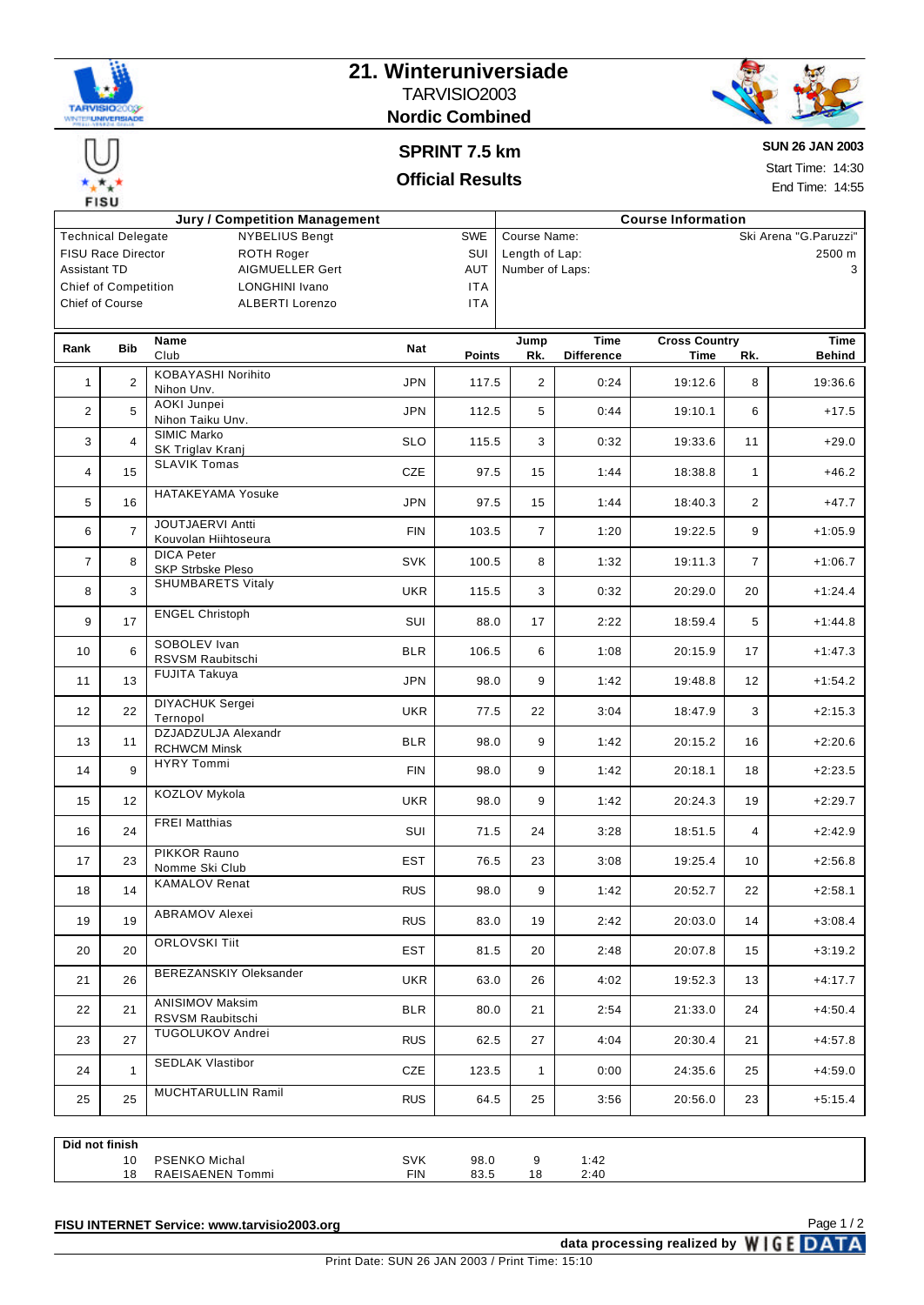# 21. Winteruniversiade

TARVISIO2003

**Nordic Combined**

## SPRINT 7.5 km

## Official Results

**SUN 26 JAN 2003**

Start Time: 14:30

End Time: 14:55

| Jury / Competition Management | | |
|---|---|---|
| Technical Delegate | NYBELIUS Bengt | SWE |
| FISU Race Director | ROTH Roger | SUI |
| Assistant TD | AIGMUELLER Gert | AUT |
| Chief of Competition | LONGHINI Ivano | ITA |
| Chief of Course | ALBERTI Lorenzo | ITA |

| Course Information | |
|---|---|
| Course Name: | Ski Arena "G.Paruzzi" |
| Length of Lap: | 2500 m |
| Number of Laps: | 3 |

| Rank | Bib | Name / Club | Nat | Points | Jump Rk. | Time Difference | Cross Country Time | Rk. | Time Behind |
|---|---|---|---|---|---|---|---|---|---|
| 1 | 2 | KOBAYASHI Norihito / Nihon Unv. | JPN | 117.5 | 2 | 0:24 | 19:12.6 | 8 | 19:36.6 |
| 2 | 5 | AOKI Junpei / Nihon Taiku Unv. | JPN | 112.5 | 5 | 0:44 | 19:10.1 | 6 | +17.5 |
| 3 | 4 | SIMIC Marko / SK Triglav Kranj | SLO | 115.5 | 3 | 0:32 | 19:33.6 | 11 | +29.0 |
| 4 | 15 | SLAVIK Tomas | CZE | 97.5 | 15 | 1:44 | 18:38.8 | 1 | +46.2 |
| 5 | 16 | HATAKEYAMA Yosuke | JPN | 97.5 | 15 | 1:44 | 18:40.3 | 2 | +47.7 |
| 6 | 7 | JOUTJAERVI Antti / Kouvolan Hiihtoseura | FIN | 103.5 | 7 | 1:20 | 19:22.5 | 9 | +1:05.9 |
| 7 | 8 | DICA Peter / SKP Strbske Pleso | SVK | 100.5 | 8 | 1:32 | 19:11.3 | 7 | +1:06.7 |
| 8 | 3 | SHUMBARETS Vitaly | UKR | 115.5 | 3 | 0:32 | 20:29.0 | 20 | +1:24.4 |
| 9 | 17 | ENGEL Christoph | SUI | 88.0 | 17 | 2:22 | 18:59.4 | 5 | +1:44.8 |
| 10 | 6 | SOBOLEV Ivan / RSVSM Raubitschi | BLR | 106.5 | 6 | 1:08 | 20:15.9 | 17 | +1:47.3 |
| 11 | 13 | FUJITA Takuya | JPN | 98.0 | 9 | 1:42 | 19:48.8 | 12 | +1:54.2 |
| 12 | 22 | DIYACHUK Sergei / Ternopol | UKR | 77.5 | 22 | 3:04 | 18:47.9 | 3 | +2:15.3 |
| 13 | 11 | DZJADZULJA Alexandr / RCHWCM Minsk | BLR | 98.0 | 9 | 1:42 | 20:15.2 | 16 | +2:20.6 |
| 14 | 9 | HYRY Tommi | FIN | 98.0 | 9 | 1:42 | 20:18.1 | 18 | +2:23.5 |
| 15 | 12 | KOZLOV Mykola | UKR | 98.0 | 9 | 1:42 | 20:24.3 | 19 | +2:29.7 |
| 16 | 24 | FREI Matthias | SUI | 71.5 | 24 | 3:28 | 18:51.5 | 4 | +2:42.9 |
| 17 | 23 | PIKKOR Rauno / Nomme Ski Club | EST | 76.5 | 23 | 3:08 | 19:25.4 | 10 | +2:56.8 |
| 18 | 14 | KAMALOV Renat | RUS | 98.0 | 9 | 1:42 | 20:52.7 | 22 | +2:58.1 |
| 19 | 19 | ABRAMOV Alexei | RUS | 83.0 | 19 | 2:42 | 20:03.0 | 14 | +3:08.4 |
| 20 | 20 | ORLOVSKI Tiit | EST | 81.5 | 20 | 2:48 | 20:07.8 | 15 | +3:19.2 |
| 21 | 26 | BEREZANSKIY Oleksander | UKR | 63.0 | 26 | 4:02 | 19:52.3 | 13 | +4:17.7 |
| 22 | 21 | ANISIMOV Maksim / RSVSM Raubitschi | BLR | 80.0 | 21 | 2:54 | 21:33.0 | 24 | +4:50.4 |
| 23 | 27 | TUGOLUKOV Andrei | RUS | 62.5 | 27 | 4:04 | 20:30.4 | 21 | +4:57.8 |
| 24 | 1 | SEDLAK Vlastibor | CZE | 123.5 | 1 | 0:00 | 24:35.6 | 25 | +4:59.0 |
| 25 | 25 | MUCHTARULLIN Ramil | RUS | 64.5 | 25 | 3:56 | 20:56.0 | 23 | +5:15.4 |

**Did not finish**

| Bib | Name | Nat | Points | Jump Rk. | Time Difference |
|---|---|---|---|---|---|
| 10 | PSENKO Michal | SVK | 98.0 | 9 | 1:42 |
| 18 | RAEISAENEN Tommi | FIN | 83.5 | 18 | 2:40 |

**FISU INTERNET Service: www.tarvisio2003.org**

**data processing realized by WIGE DATA**

Print Date: SUN 26 JAN 2003 / Print Time: 15:10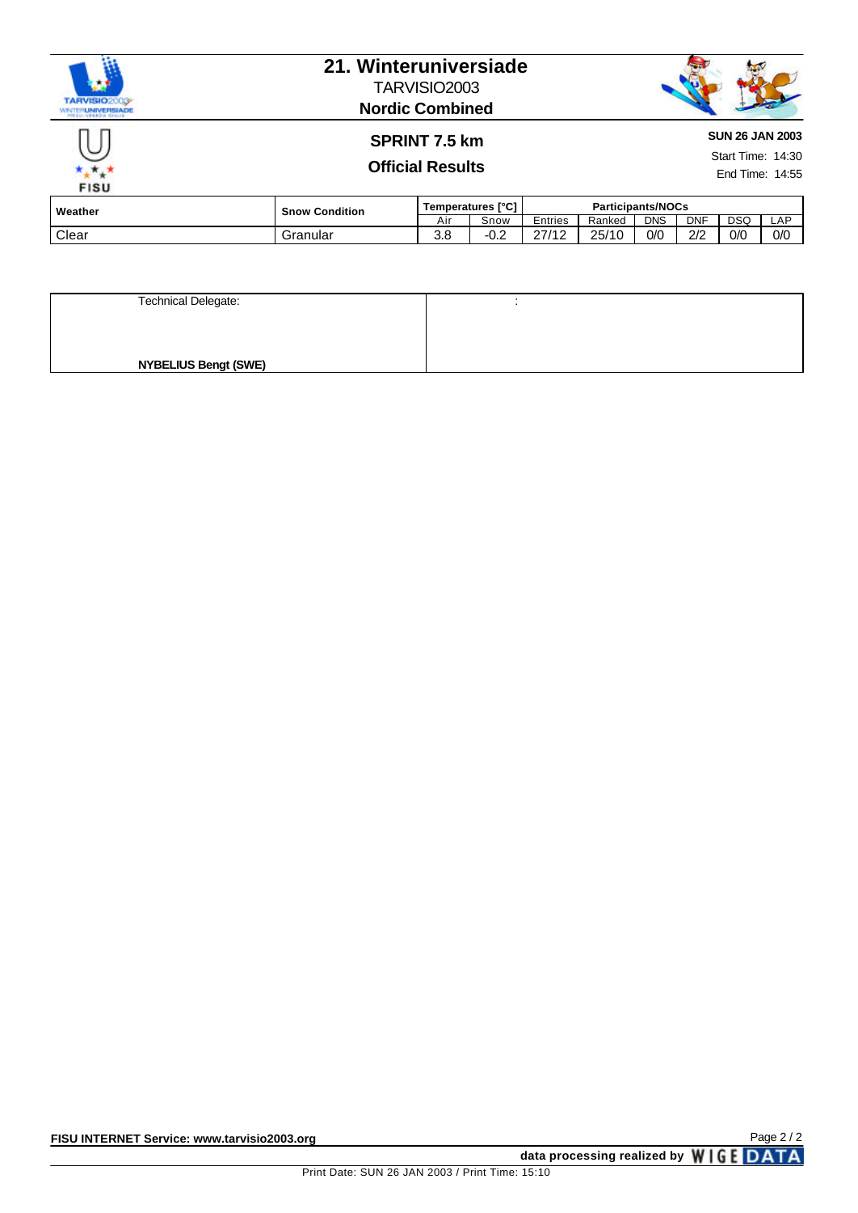# 21. Winteruniversiade

TARVISIO2003

**Nordic Combined**

## SPRINT 7.5 km

## Official Results

**SUN 26 JAN 2003**

Start Time: 14:30

End Time: 14:55

| Weather | Snow Condition | Temperatures [°C] | | Participants/NOCs | | | | | |
|---|---|---|---|---|---|---|---|---|---|
| | | Air | Snow | Entries | Ranked | DNS | DNF | DSQ | LAP |
| Clear | Granular | 3.8 | -0.2 | 27/12 | 25/10 | 0/0 | 2/2 | 0/0 | 0/0 |

| Technical Delegate: | : |
|---|---|
| **NYBELIUS Bengt (SWE)** | |

**FISU INTERNET Service: www.tarvisio2003.org**

data processing realized by WIGE DATA

Print Date: SUN 26 JAN 2003 / Print Time: 15:10